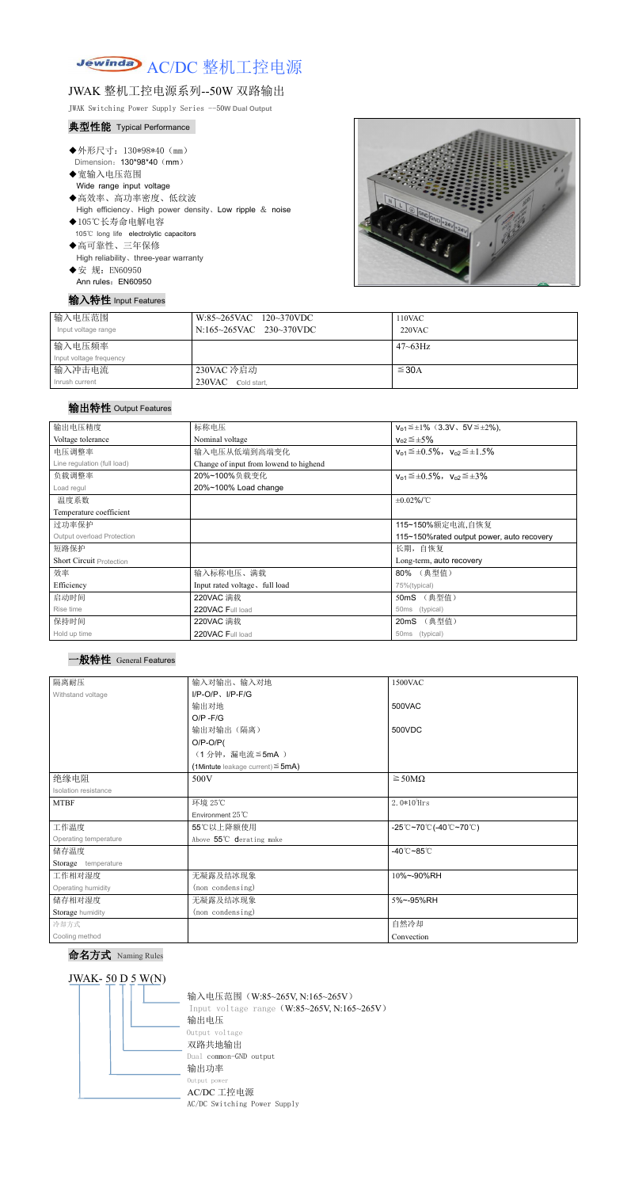# AC/DC 整机工控电源

## JWAK 整机工控电源系列--50W 双路输出

JWAK Switching Power Supply Series --50W Dual Output

### 典型性能 Typical Performance

- ◆外形尺寸：130*98*40（mm）
  Dimension：130*98*40（mm）
- ◆宽输入电压范围
  Wide range input voltage
- ◆高效率、高功率密度、低纹波
  High efficiency、High power density、Low ripple ＆ noise
- ◆105℃长寿命电解电容
  105℃ long life electrolytic capacitors
- ◆高可靠性、三年保修
  High reliability、three-year warranty
- ◆安 规：EN60950
  Ann rules：EN60950

### 输入特性 Input Features

| 输入电压范围<br>Input voltage range | W:85~265VAC 120~370VDC<br>N:165~265VAC 230~370VDC | 110VAC<br>220VAC |
|---|---|---|
| 输入电压频率<br>Input voltage frequency | | 47~63Hz |
| 输入冲击电流<br>Inrush current | 230VAC 冷启动<br>230VAC Cold start, | ≦30A |

### 输出特性 Output Features

| 输出电压精度<br>Voltage tolerance | 标称电压<br>Nominal voltage | $V_{o1}$≦±1%（3.3V、5V≦±2%),<br>$V_{o2}$≦±5% |
|---|---|---|
| 电压调整率<br>Line regulation (full load) | 输入电压从低端到高端变化<br>Change of input from lowend to highend | $V_{o1}$≦±0.5%，$V_{o2}$≦±1.5% |
| 负载调整率<br>Load regul | 20%~100%负载变化<br>20%~100% Load change | $V_{o1}$≦±0.5%，$V_{o2}$≦±3% |
| 温度系数<br>Temperature coefficient | | ±0.02%/℃ |
| 过功率保护<br>Output overload Protection | | 115~150%额定电流,自恢复<br>115~150%rated output power, auto recovery |
| 短路保护<br>Short Circuit Protection | | 长期，自恢复<br>Long-term, auto recovery |
| 效率<br>Efficiency | 输入标称电压、满载<br>Input rated voltage、full load | 80% （典型值）<br>75%(typical) |
| 启动时间<br>Rise time | 220VAC 满载<br>220VAC Full load | 50mS （典型值）<br>50ms (typical) |
| 保持时间<br>Hold up time | 220VAC 满载<br>220VAC Full load | 20mS （典型值）<br>50ms (typical) |

### 一般特性 General Features

| 隔离耐压<br>Withstand voltage | 输入对输出、输入对地<br>I/P-O/P、I/P-F/G | 1500VAC |
|---|---|---|
| | 输出对地<br>O/P -F/G | 500VAC |
| | 输出对输出（隔离）<br>O/P-O/P(<br>（1 分钟，漏电流≦5mA ）<br>(1Mintute leakage current)≦5mA) | 500VDC |
| 绝缘电阻<br>Isolation resistance | 500V | ≧50MΩ |
| MTBF | 环境 25℃<br>Environment 25℃ | 2.0*10⁵Hrs |
| 工作温度<br>Operating temperature | 55℃以上降额使用<br>Above 55℃ derating make | -25℃~70℃(-40℃~70℃) |
| 储存温度<br>Storage temperature | | -40℃~85℃ |
| 工作相对湿度<br>Operating humidity | 无凝露及结冰现象<br>(non condensing) | 10%~-90%RH |
| 储存相对湿度<br>Storage humidity | 无凝露及结冰现象<br>(non condensing) | 5%~-95%RH |
| 冷却方式<br>Cooling method | | 自然冷却<br>Convection |

### 命名方式 Naming Rules

JWAK- 50 D 5 W(N)

- 输入电压范围（W:85~265V, N:165~265V）
  Input voltage range（W:85~265V, N:165~265V）
- 输出电压
  Output voltage
- 双路共地输出
  Dual common-GND output
- 输出功率
  Output power
- AC/DC 工控电源
  AC/DC Switching Power Supply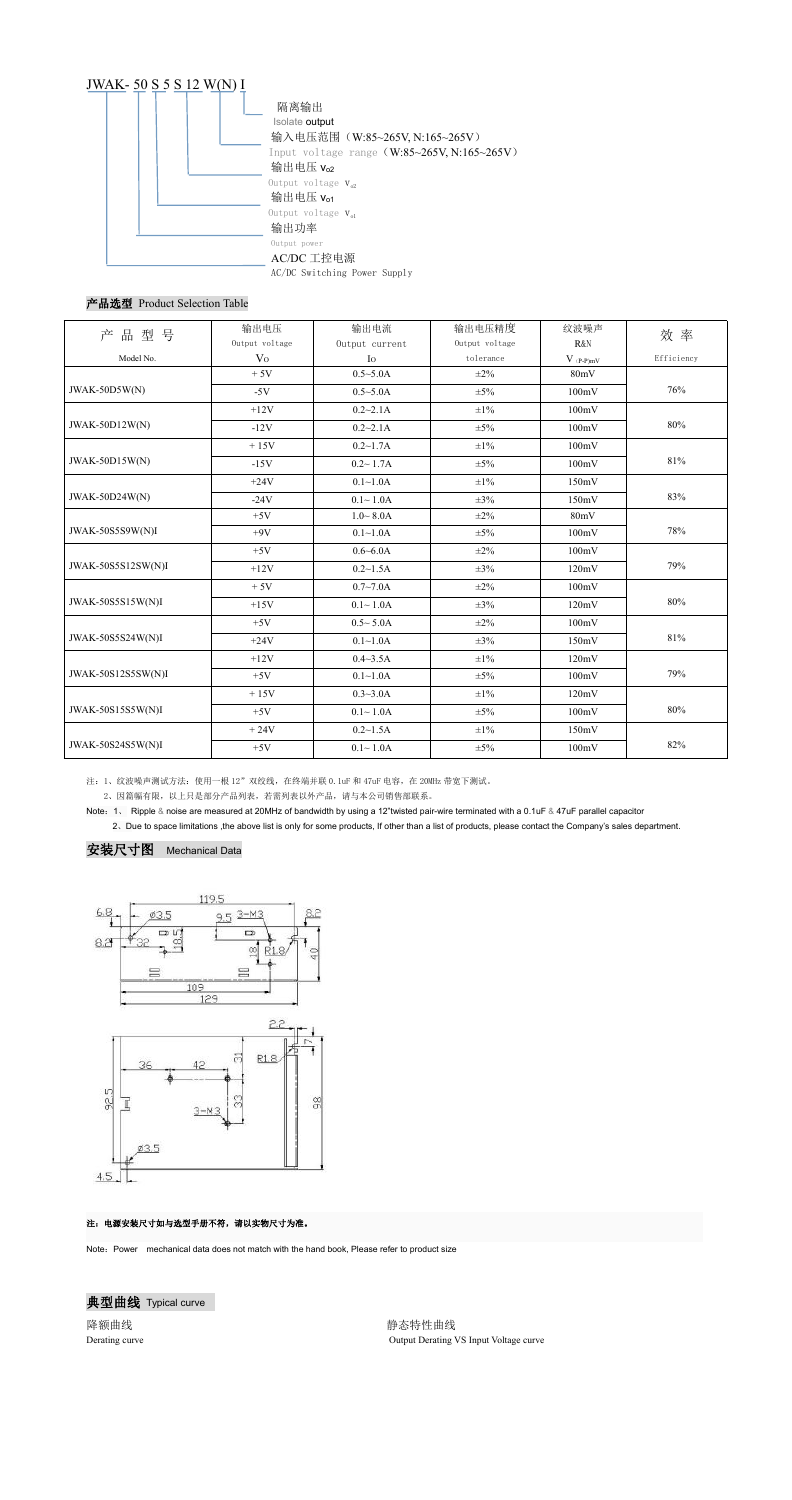JWAK- 50 S 5 S 12 W(N) I

- 隔离输出 Isolate output
- 输入电压范围（W:85~265V, N:165~265V） Input voltage range（W:85~265V, N:165~265V）
- 输出电压 $V_{o2}$ Output voltage $V_{o2}$
- 输出电压 $V_{o1}$ Output voltage $V_{o1}$
- 输出功率 Output power
- AC/DC 工控电源 AC/DC Switching Power Supply

## 产品选型 Product Selection Table

| 产 品 型 号 Model No. | 输出电压 Output voltage Vo | 输出电流 Output current Io | 输出电压精度 Output voltage tolerance | 纹波噪声 R&N $V_{(P-P)mV}$ | 效 率 Efficiency |
|---|---|---|---|---|---|
| JWAK-50D5W(N) | + 5V | 0.5~5.0A | ±2% | 80mV | 76% |
| | -5V | 0.5~5.0A | ±5% | 100mV | |
| JWAK-50D12W(N) | +12V | 0.2~2.1A | ±1% | 100mV | 80% |
| | -12V | 0.2~2.1A | ±5% | 100mV | |
| JWAK-50D15W(N) | + 15V | 0.2~1.7A | ±1% | 100mV | 81% |
| | -15V | 0.2~ 1.7A | ±5% | 100mV | |
| JWAK-50D24W(N) | +24V | 0.1~1.0A | ±1% | 150mV | 83% |
| | -24V | 0.1~ 1.0A | ±3% | 150mV | |
| JWAK-50S5S9W(N)I | +5V | 1.0~ 8.0A | ±2% | 80mV | 78% |
| | +9V | 0.1~1.0A | ±5% | 100mV | |
| JWAK-50S5S12SW(N)I | +5V | 0.6~6.0A | ±2% | 100mV | 79% |
| | +12V | 0.2~1.5A | ±3% | 120mV | |
| JWAK-50S5S15W(N)I | + 5V | 0.7~7.0A | ±2% | 100mV | 80% |
| | +15V | 0.1~ 1.0A | ±3% | 120mV | |
| JWAK-50S5S24W(N)I | +5V | 0.5~ 5.0A | ±2% | 100mV | 81% |
| | +24V | 0.1~1.0A | ±3% | 150mV | |
| JWAK-50S12S5SW(N)I | +12V | 0.4~3.5A | ±1% | 120mV | 79% |
| | +5V | 0.1~1.0A | ±5% | 100mV | |
| JWAK-50S15S5W(N)I | + 15V | 0.3~3.0A | ±1% | 120mV | 80% |
| | +5V | 0.1~ 1.0A | ±5% | 100mV | |
| JWAK-50S24S5W(N)I | + 24V | 0.2~1.5A | ±1% | 150mV | 82% |
| | +5V | 0.1~ 1.0A | ±5% | 100mV | |

注：1、纹波噪声测试方法：使用一根 12" 双绞线，在终端并联 0.1uF 和 47uF 电容，在 20MHz 带宽下测试。

2、因篇幅有限，以上只是部分产品列表，若需列表以外产品，请与本公司销售部联系。

Note：1、 Ripple & noise are measured at 20MHz of bandwidth by using a 12"twisted pair-wire terminated with a 0.1uF & 47uF parallel capacitor

2、Due to space limitations ,the above list is only for some products, If other than a list of products, please contact the Company's sales department.

## 安装尺寸图 Mechanical Data

119.5 | 6.8 | Φ3.5 | 9.5 | 3-M3 | 8.2 | 8.8 | 32 | 18.5 | 18 | R1.8 | 40 | 109 | 129

2.2 | 7 | 36 | 42 | 31 | R1.8 | 92.5 | 33 | 98 | 3-M3 | Φ3.5 | 4.5

**注：电源安装尺寸如与选型手册不符，请以实物尺寸为准。**

Note：Power mechanical data does not match with the hand book, Please refer to product size

## 典型曲线 Typical curve

降额曲线
Derating curve

静态特性曲线
Output Derating VS Input Voltage curve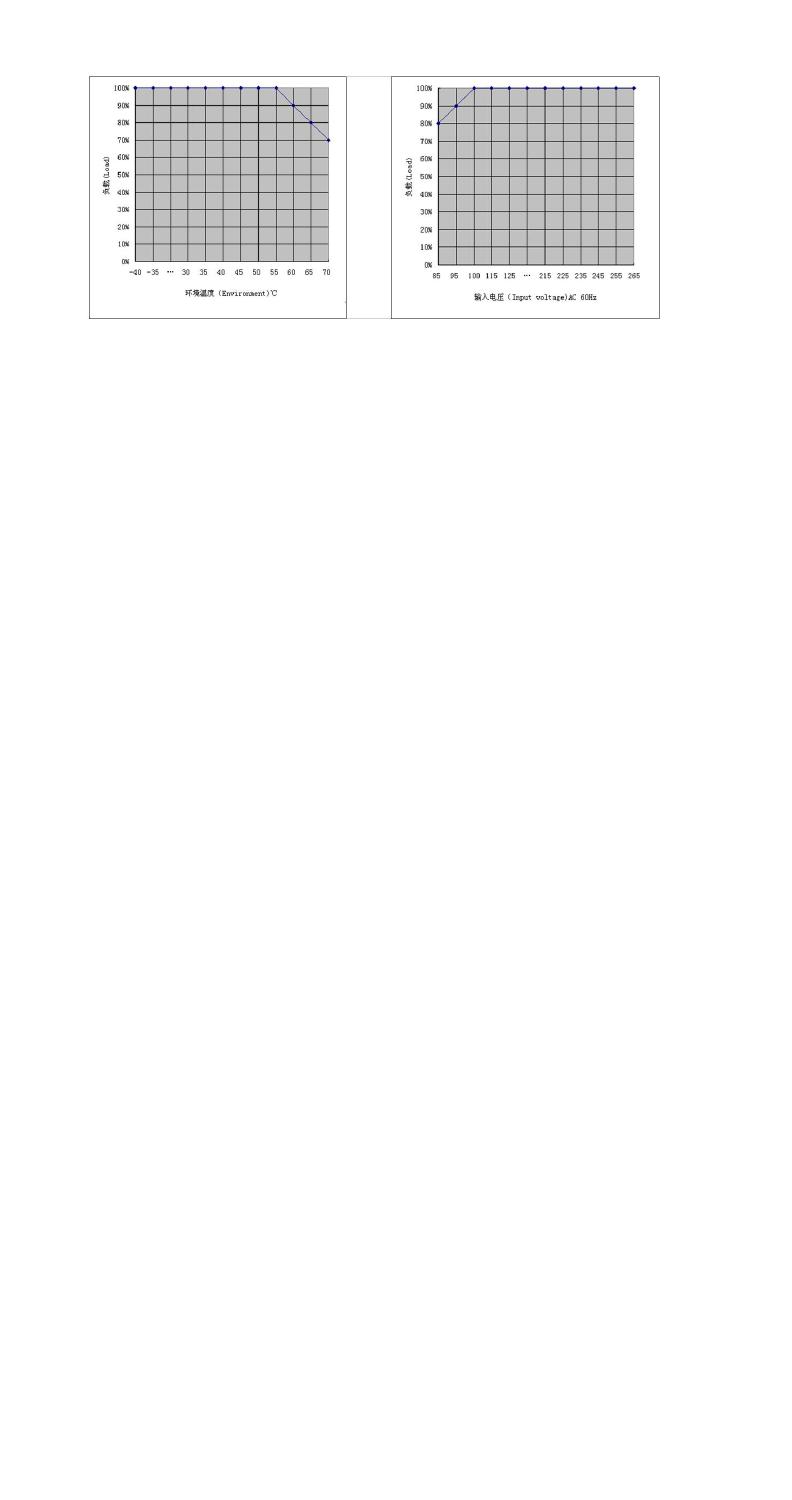100%
90%
80%
70%
60%
50%
40%
30%
20%
10%
0%

负载(Load)

-40 -35 … 30 35 40 45 50 55 60 65 70

环境温度(Environment)℃

100%
90%
80%
70%
60%
50%
40%
30%
20%
10%
0%

负载(Load)

85 95 100 115 125 … 215 225 235 245 255 265

输入电压(Input voltage)AC 60Hz